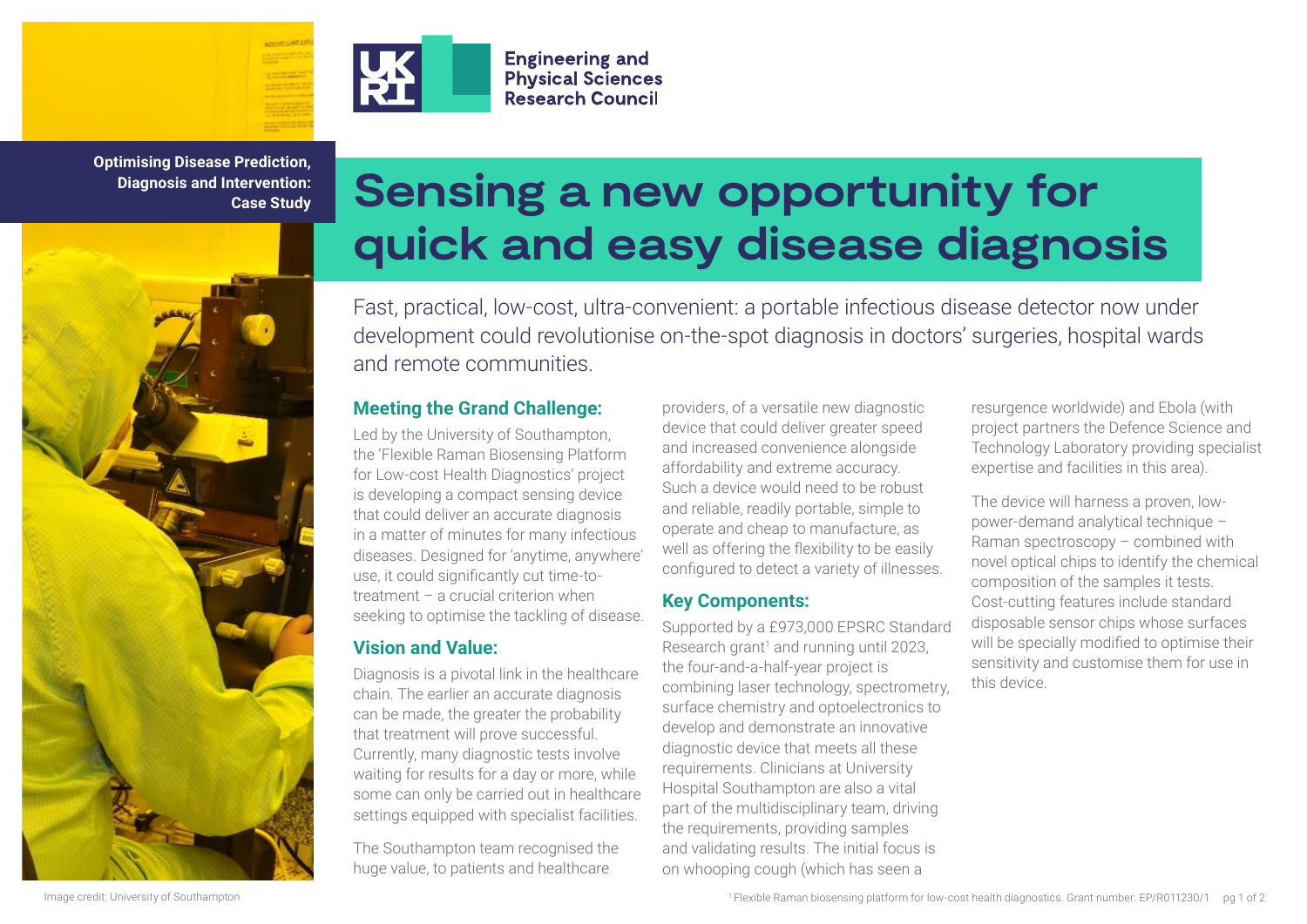Engineering and Physical Sciences Research Council

**Optimising Disease Prediction, Diagnosis and Intervention: Case Study**

# Sensing a new opportunity for quick and easy disease diagnosis

Fast, practical, low-cost, ultra-convenient: a portable infectious disease detector now under development could revolutionise on-the-spot diagnosis in doctors' surgeries, hospital wards and remote communities.

## Meeting the Grand Challenge:

Led by the University of Southampton, the 'Flexible Raman Biosensing Platform for Low-cost Health Diagnostics' project is developing a compact sensing device that could deliver an accurate diagnosis in a matter of minutes for many infectious diseases. Designed for 'anytime, anywhere' use, it could significantly cut time-to-treatment – a crucial criterion when seeking to optimise the tackling of disease.

## Vision and Value:

Diagnosis is a pivotal link in the healthcare chain. The earlier an accurate diagnosis can be made, the greater the probability that treatment will prove successful. Currently, many diagnostic tests involve waiting for results for a day or more, while some can only be carried out in healthcare settings equipped with specialist facilities.

The Southampton team recognised the huge value, to patients and healthcare providers, of a versatile new diagnostic device that could deliver greater speed and increased convenience alongside affordability and extreme accuracy. Such a device would need to be robust and reliable, readily portable, simple to operate and cheap to manufacture, as well as offering the flexibility to be easily configured to detect a variety of illnesses.

## Key Components:

Supported by a £973,000 EPSRC Standard Research grant[1] and running until 2023, the four-and-a-half-year project is combining laser technology, spectrometry, surface chemistry and optoelectronics to develop and demonstrate an innovative diagnostic device that meets all these requirements. Clinicians at University Hospital Southampton are also a vital part of the multidisciplinary team, driving the requirements, providing samples and validating results. The initial focus is on whooping cough (which has seen a resurgence worldwide) and Ebola (with project partners the Defence Science and Technology Laboratory providing specialist expertise and facilities in this area).

The device will harness a proven, low-power-demand analytical technique – Raman spectroscopy – combined with novel optical chips to identify the chemical composition of the samples it tests. Cost-cutting features include standard disposable sensor chips whose surfaces will be specially modified to optimise their sensitivity and customise them for use in this device.

Image credit: University of Southampton

[1] Flexible Raman biosensing platform for low-cost health diagnostics. Grant number: EP/R011230/1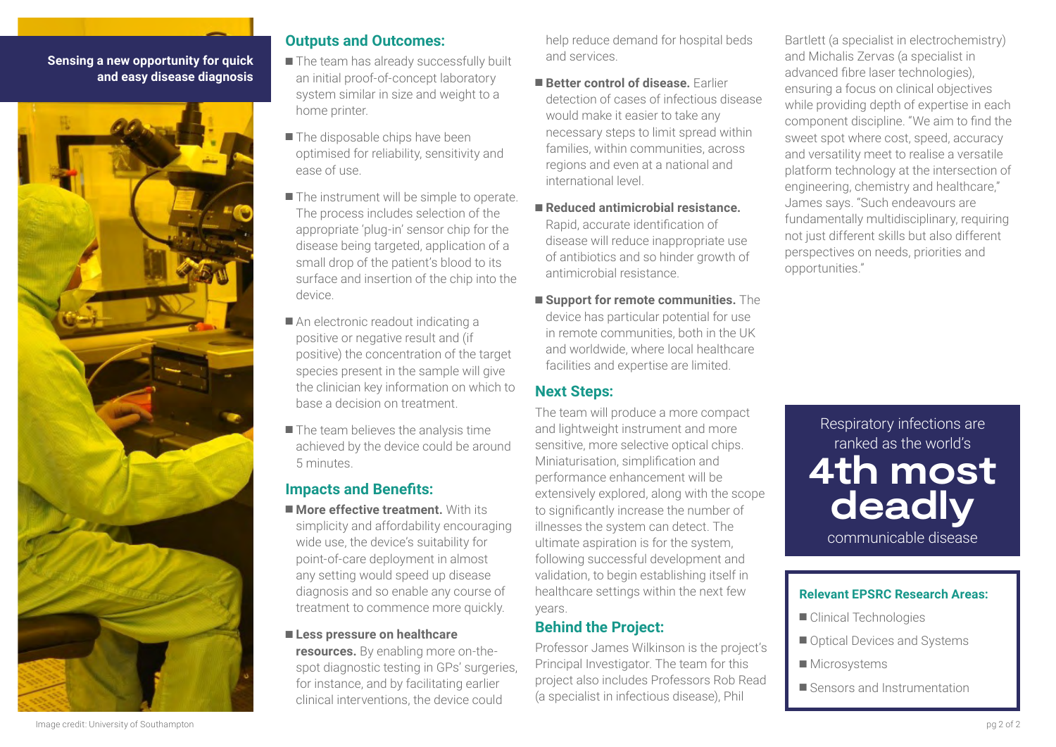**Sensing a new opportunity for quick and easy disease diagnosis**

## Outputs and Outcomes:

- The team has already successfully built an initial proof-of-concept laboratory system similar in size and weight to a home printer.
- The disposable chips have been optimised for reliability, sensitivity and ease of use.
- The instrument will be simple to operate. The process includes selection of the appropriate 'plug-in' sensor chip for the disease being targeted, application of a small drop of the patient's blood to its surface and insertion of the chip into the device.
- An electronic readout indicating a positive or negative result and (if positive) the concentration of the target species present in the sample will give the clinician key information on which to base a decision on treatment.
- The team believes the analysis time achieved by the device could be around 5 minutes.

## Impacts and Benefits:

- **More effective treatment.** With its simplicity and affordability encouraging wide use, the device's suitability for point-of-care deployment in almost any setting would speed up disease diagnosis and so enable any course of treatment to commence more quickly.
- **Less pressure on healthcare resources.** By enabling more on-the-spot diagnostic testing in GPs' surgeries, for instance, and by facilitating earlier clinical interventions, the device could help reduce demand for hospital beds and services.
- **Better control of disease.** Earlier detection of cases of infectious disease would make it easier to take any necessary steps to limit spread within families, within communities, across regions and even at a national and international level.
- **Reduced antimicrobial resistance.** Rapid, accurate identification of disease will reduce inappropriate use of antibiotics and so hinder growth of antimicrobial resistance.
- **Support for remote communities.** The device has particular potential for use in remote communities, both in the UK and worldwide, where local healthcare facilities and expertise are limited.

## Next Steps:

The team will produce a more compact and lightweight instrument and more sensitive, more selective optical chips. Miniaturisation, simplification and performance enhancement will be extensively explored, along with the scope to significantly increase the number of illnesses the system can detect. The ultimate aspiration is for the system, following successful development and validation, to begin establishing itself in healthcare settings within the next few years.

## Behind the Project:

Professor James Wilkinson is the project's Principal Investigator. The team for this project also includes Professors Rob Read (a specialist in infectious disease), Phil Bartlett (a specialist in electrochemistry) and Michalis Zervas (a specialist in advanced fibre laser technologies), ensuring a focus on clinical objectives while providing depth of expertise in each component discipline. "We aim to find the sweet spot where cost, speed, accuracy and versatility meet to realise a versatile platform technology at the intersection of engineering, chemistry and healthcare," James says. "Such endeavours are fundamentally multidisciplinary, requiring not just different skills but also different perspectives on needs, priorities and opportunities."

Respiratory infections are ranked as the world's **4th most deadly** communicable disease

**Relevant EPSRC Research Areas:**

- Clinical Technologies
- Optical Devices and Systems
- Microsystems
- Sensors and Instrumentation

Image credit: University of Southampton